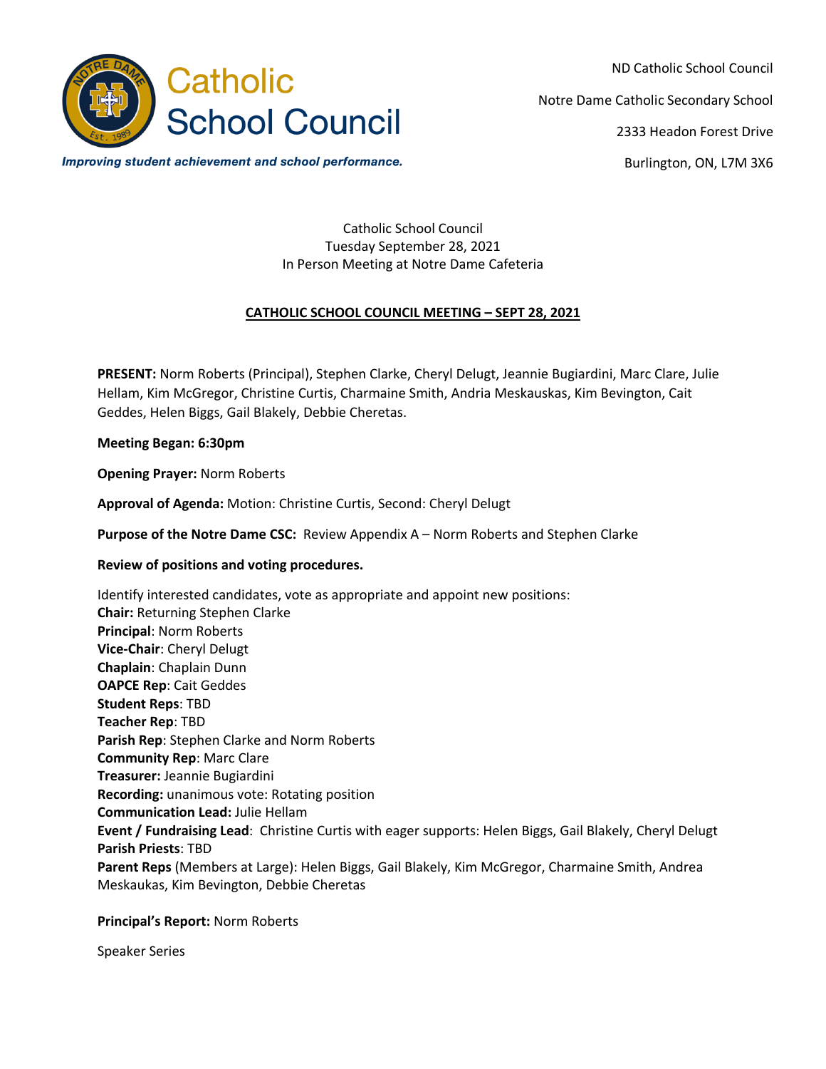**Catholic School Council**

*Improving student achievement and school performance.*

ND Catholic School Council

Notre Dame Catholic Secondary School

2333 Headon Forest Drive

Burlington, ON, L7M 3X6

Catholic School Council
Tuesday September 28, 2021
In Person Meeting at Notre Dame Cafeteria

## CATHOLIC SCHOOL COUNCIL MEETING – SEPT 28, 2021

**PRESENT:** Norm Roberts (Principal), Stephen Clarke, Cheryl Delugt, Jeannie Bugiardini, Marc Clare, Julie Hellam, Kim McGregor, Christine Curtis, Charmaine Smith, Andria Meskauskas, Kim Bevington, Cait Geddes, Helen Biggs, Gail Blakely, Debbie Cheretas.

**Meeting Began: 6:30pm**

**Opening Prayer:** Norm Roberts

**Approval of Agenda:** Motion: Christine Curtis, Second: Cheryl Delugt

**Purpose of the Notre Dame CSC:** Review Appendix A – Norm Roberts and Stephen Clarke

**Review of positions and voting procedures.**

Identify interested candidates, vote as appropriate and appoint new positions:
**Chair:** Returning Stephen Clarke
**Principal**: Norm Roberts
**Vice-Chair**: Cheryl Delugt
**Chaplain**: Chaplain Dunn
**OAPCE Rep**: Cait Geddes
**Student Reps**: TBD
**Teacher Rep**: TBD
**Parish Rep**: Stephen Clarke and Norm Roberts
**Community Rep**: Marc Clare
**Treasurer:** Jeannie Bugiardini
**Recording:** unanimous vote: Rotating position
**Communication Lead:** Julie Hellam
**Event / Fundraising Lead**: Christine Curtis with eager supports: Helen Biggs, Gail Blakely, Cheryl Delugt
**Parish Priests**: TBD
**Parent Reps** (Members at Large): Helen Biggs, Gail Blakely, Kim McGregor, Charmaine Smith, Andrea Meskaukas, Kim Bevington, Debbie Cheretas

**Principal's Report:** Norm Roberts

Speaker Series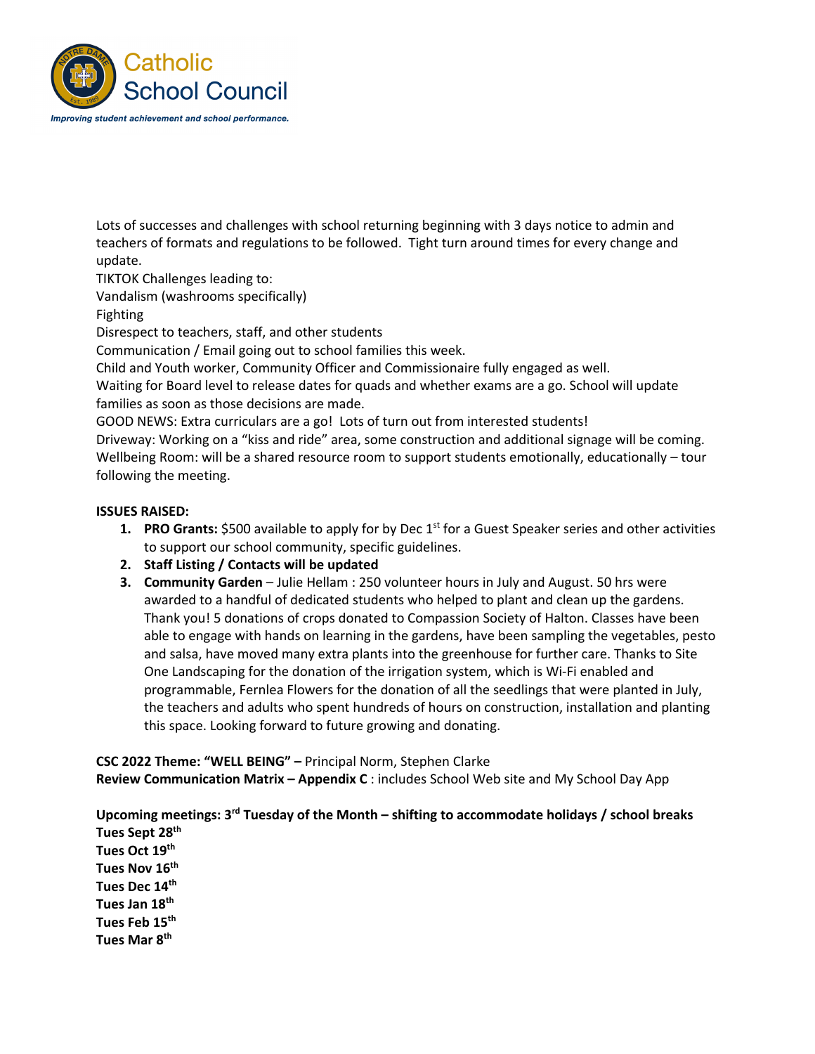Lots of successes and challenges with school returning beginning with 3 days notice to admin and teachers of formats and regulations to be followed. Tight turn around times for every change and update.
TIKTOK Challenges leading to:
Vandalism (washrooms specifically)
Fighting
Disrespect to teachers, staff, and other students
Communication / Email going out to school families this week.
Child and Youth worker, Community Officer and Commissionaire fully engaged as well.
Waiting for Board level to release dates for quads and whether exams are a go. School will update families as soon as those decisions are made.
GOOD NEWS: Extra curriculars are a go! Lots of turn out from interested students!
Driveway: Working on a "kiss and ride" area, some construction and additional signage will be coming.
Wellbeing Room: will be a shared resource room to support students emotionally, educationally – tour following the meeting.

**ISSUES RAISED:**

1. **PRO Grants:** $500 available to apply for by Dec 1st for a Guest Speaker series and other activities to support our school community, specific guidelines.
2. **Staff Listing / Contacts will be updated**
3. **Community Garden** – Julie Hellam : 250 volunteer hours in July and August. 50 hrs were awarded to a handful of dedicated students who helped to plant and clean up the gardens. Thank you! 5 donations of crops donated to Compassion Society of Halton. Classes have been able to engage with hands on learning in the gardens, have been sampling the vegetables, pesto and salsa, have moved many extra plants into the greenhouse for further care. Thanks to Site One Landscaping for the donation of the irrigation system, which is Wi-Fi enabled and programmable, Fernlea Flowers for the donation of all the seedlings that were planted in July, the teachers and adults who spent hundreds of hours on construction, installation and planting this space. Looking forward to future growing and donating.

**CSC 2022 Theme: "WELL BEING" –** Principal Norm, Stephen Clarke
**Review Communication Matrix – Appendix C** : includes School Web site and My School Day App

**Upcoming meetings: 3rd Tuesday of the Month – shifting to accommodate holidays / school breaks**
**Tues Sept 28th**
**Tues Oct 19th**
**Tues Nov 16th**
**Tues Dec 14th**
**Tues Jan 18th**
**Tues Feb 15th**
**Tues Mar 8th**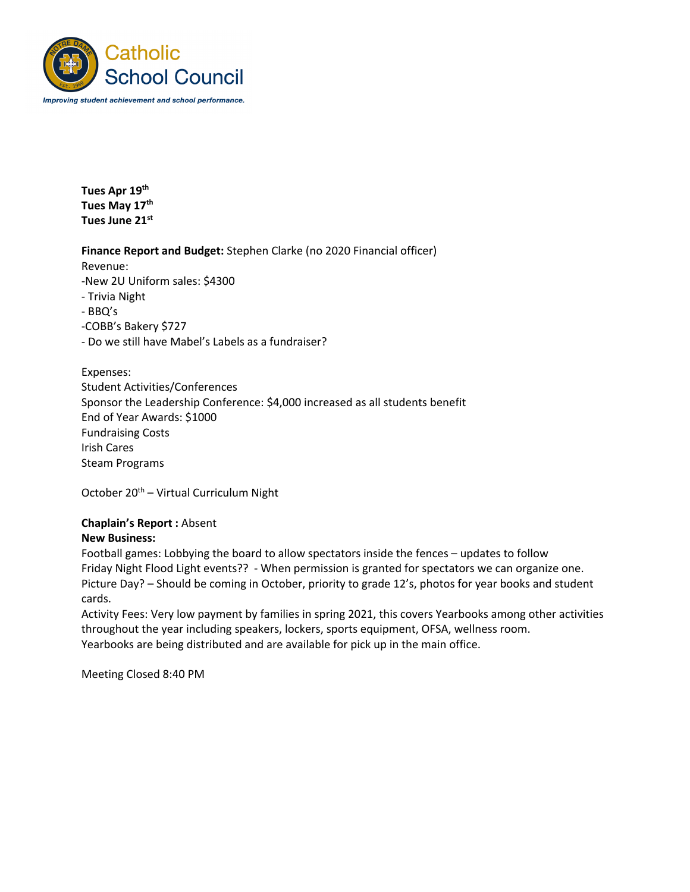Catholic School Council

*Improving student achievement and school performance.*

**Tues Apr 19th**
**Tues May 17th**
**Tues June 21st**

**Finance Report and Budget:** Stephen Clarke (no 2020 Financial officer)

Revenue:

-New 2U Uniform sales: $4300

- Trivia Night
- BBQ's

-COBB's Bakery $727

- Do we still have Mabel's Labels as a fundraiser?

Expenses:

Student Activities/Conferences

Sponsor the Leadership Conference: $4,000 increased as all students benefit

End of Year Awards: $1000

Fundraising Costs

Irish Cares

Steam Programs

October 20th – Virtual Curriculum Night

**Chaplain's Report :** Absent

**New Business:**

Football games: Lobbying the board to allow spectators inside the fences – updates to follow

Friday Night Flood Light events?? - When permission is granted for spectators we can organize one.

Picture Day? – Should be coming in October, priority to grade 12's, photos for year books and student cards.

Activity Fees: Very low payment by families in spring 2021, this covers Yearbooks among other activities throughout the year including speakers, lockers, sports equipment, OFSA, wellness room.

Yearbooks are being distributed and are available for pick up in the main office.

Meeting Closed 8:40 PM